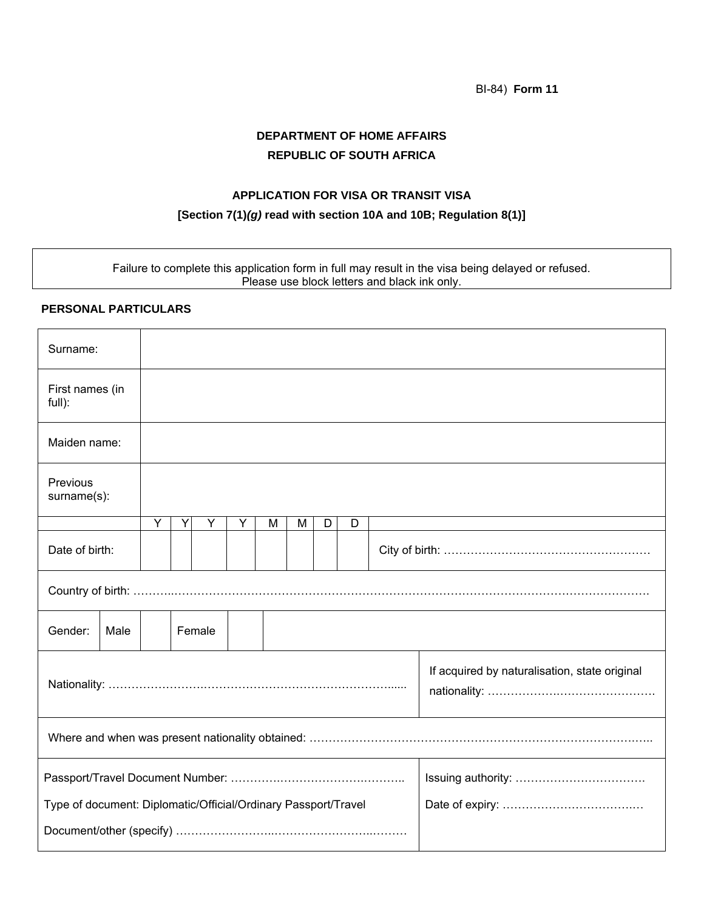BI-84) **Form 11**

**DEPARTMENT OF HOME AFFAIRS**

**REPUBLIC OF SOUTH AFRICA**

**APPLICATION FOR VISA OR TRANSIT VISA**

**[Section 7(1)*(g)* read with section 10A and 10B; Regulation 8(1)]**

| Failure to complete this application form in full may result in the visa being delayed or refused. Please use block letters and black ink only. |
|---|

**PERSONAL PARTICULARS**

| | | | | | | | | | |
|---|---|---|---|---|---|---|---|---|---|
| Surname: | | | | | | | | | |
| First names (in full): | | | | | | | | | |
| Maiden name: | | | | | | | | | |
| Previous surname(s): | | | | | | | | | |
| | Y | Y | Y | Y | M | M | D | D | |
| Date of birth: | | | | | | | | | City of birth: ……………………………………………… |
| Country of birth: ……….………………………………………………………………………………………………………… | | | | | | | | | |
| Gender: | Male | | Female | | | | | | |
| Nationality: ………………………………………………………………...... | | | | | | | | | If acquired by naturalisation, state original nationality: ……………….………………… |
| Where and when was present nationality obtained: ……………………………………………………………………….. | | | | | | | | | |
| Passport/Travel Document Number: ………………………………………. Type of document: Diplomatic/Official/Ordinary Passport/Travel Document/other (specify) ……………………..…………………..……… | | | | | | | | | Issuing authority: …………………………… Date of expiry: ………………………………. |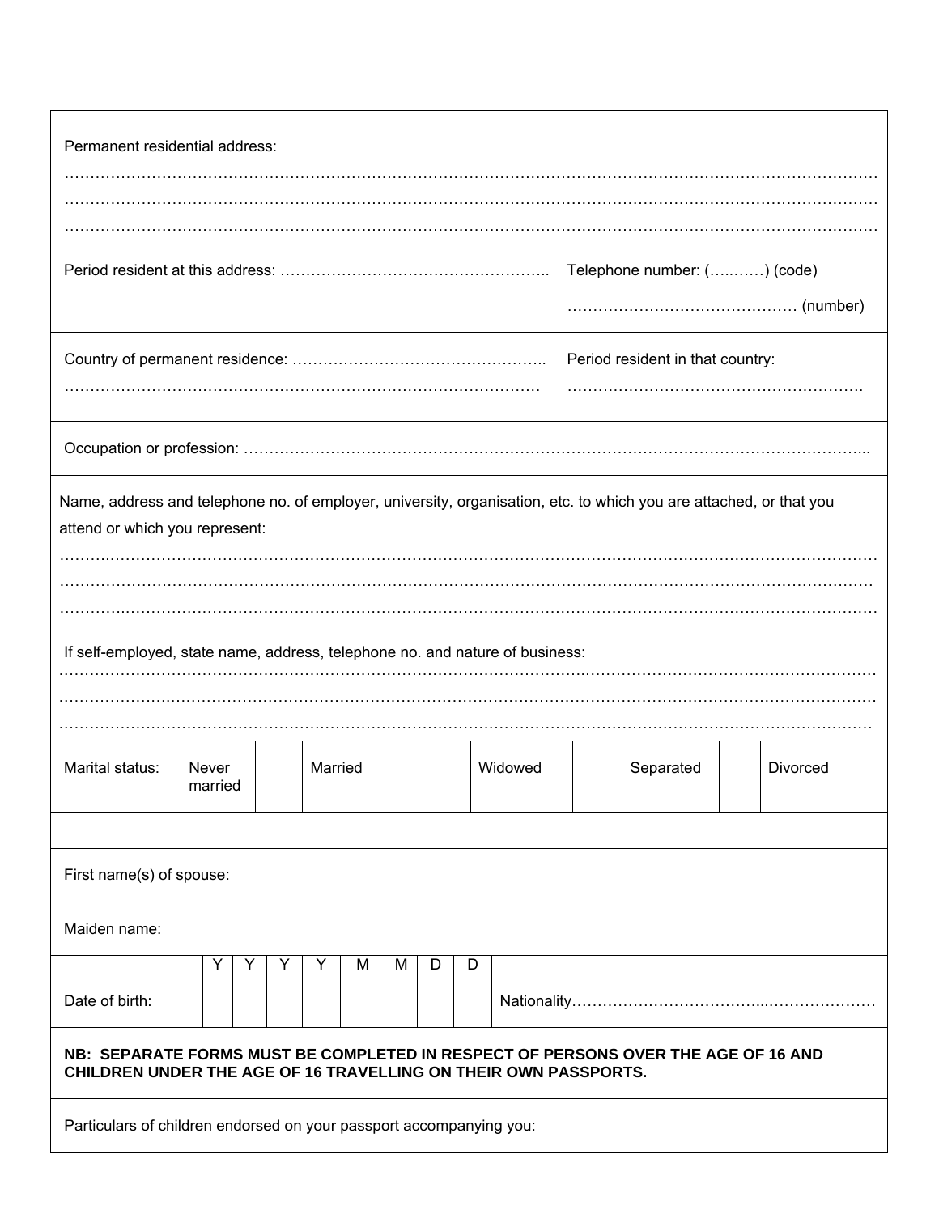Permanent residential address:

…………………………………………………………………………………………………………………………………………

…………………………………………………………………………………………………………………………………………

…………………………………………………………………………………………………………………………………………

| Period resident at this address: …………………………………………….. | Telephone number: (….……) (code) ……………………………………… (number) |
|---|---|
| Country of permanent residence: ………………………………………….. ……………………………………………………………………………… | Period resident in that country: …………………………………………………. |

Occupation or profession: ……………………………………………………………………………………………………...

Name, address and telephone no. of employer, university, organisation, etc. to which you are attached, or that you attend or which you represent:

…………………………………………………………………………………………………………………………………………

…………………………………………………………………………………………………………………………………………

…………………………………………………………………………………………………………………………………………

If self-employed, state name, address, telephone no. and nature of business:

…………………………………………………………………………………………………………………………………………

…………………………………………………………………………………………………………………………………………

…………………………………………………………………………………………………………………………………………

| Marital status: | Never married | | Married | | Widowed | | Separated | | Divorced | |
|---|---|---|---|---|---|---|---|---|---|---|

| First name(s) of spouse: | |
|---|---|
| Maiden name: | |

| | Y | Y | Y | Y | M | M | D | D | |
|---|---|---|---|---|---|---|---|---|---|
| Date of birth: | | | | | | | | | Nationality…………………………………...………………… |

**NB: SEPARATE FORMS MUST BE COMPLETED IN RESPECT OF PERSONS OVER THE AGE OF 16 AND CHILDREN UNDER THE AGE OF 16 TRAVELLING ON THEIR OWN PASSPORTS.**

Particulars of children endorsed on your passport accompanying you: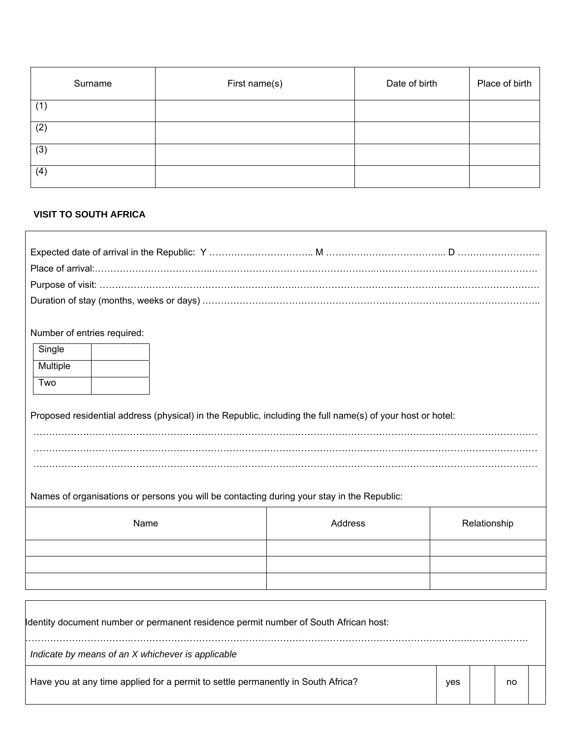| Surname | First name(s) | Date of birth | Place of birth |
|---|---|---|---|
| (1) | | | |
| (2) | | | |
| (3) | | | |
| (4) | | | |

**VISIT TO SOUTH AFRICA**

Expected date of arrival in the Republic: Y …………..……………….. M …………..…………………….. D ……..……………..

Place of arrival:……………………………..……………………………………………..…………………………………………….

Purpose of visit: ………………………………….…….…….…….……………………………………………………………………

Duration of stay (months, weeks or days) ……………………..………………………………………………………………………..

Number of entries required:

| Single | |
|---|---|
| Multiple | |
| Two | |

Proposed residential address (physical) in the Republic, including the full name(s) of your host or hotel:

……………………………………………………………………………………………………………………………………………

……………………………………………………………………………………………………………………………………………

……………………………………………………………………………………………………………………………………………

Names of organisations or persons you will be contacting during your stay in the Republic:

| Name | Address | Relationship |
|---|---|---|
| | | |
| | | |
| | | |

Identity document number or permanent residence permit number of South African host:

……………………………………………………………………………………………………………………………………………

*Indicate by means of an X whichever is applicable*

| Have you at any time applied for a permit to settle permanently in South Africa? | yes | | no | |
|---|---|---|---|---|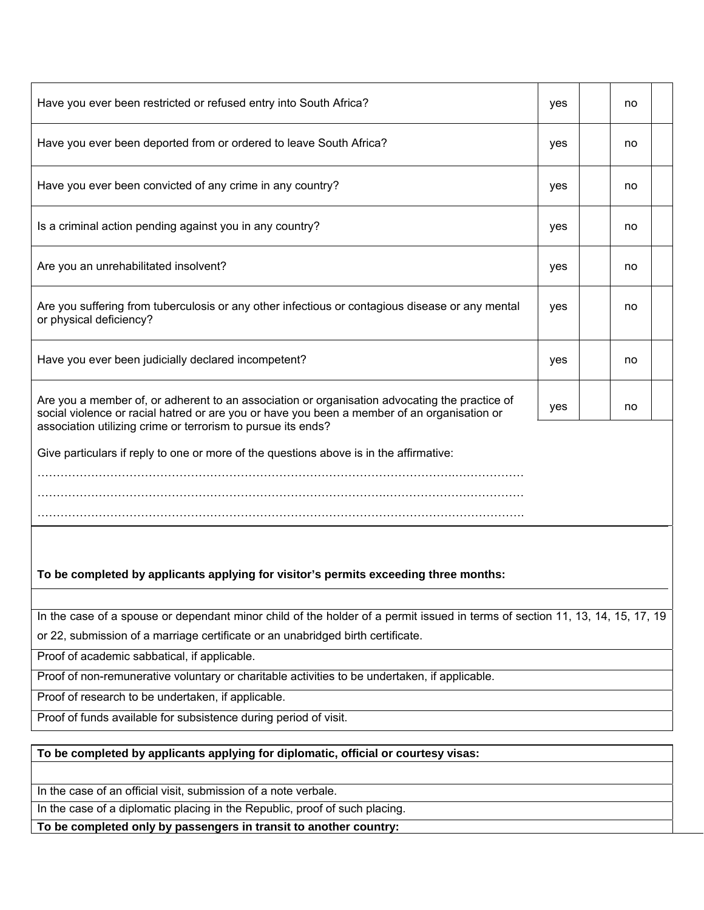| Question | | | | |
|---|---|---|---|---|
| Have you ever been restricted or refused entry into South Africa? | yes | | no | |
| Have you ever been deported from or ordered to leave South Africa? | yes | | no | |
| Have you ever been convicted of any crime in any country? | yes | | no | |
| Is a criminal action pending against you in any country? | yes | | no | |
| Are you an unrehabilitated insolvent? | yes | | no | |
| Are you suffering from tuberculosis or any other infectious or contagious disease or any mental or physical deficiency? | yes | | no | |
| Have you ever been judicially declared incompetent? | yes | | no | |
| Are you a member of, or adherent to an association or organisation advocating the practice of social violence or racial hatred or are you or have you been a member of an organisation or association utilizing crime or terrorism to pursue its ends? | yes | | no | |

Give particulars if reply to one or more of the questions above is in the affirmative:

……………………………………………………………………………………………………………

……………………………………………………………………………………………………………

……………………………………………………………………………………………………………

**To be completed by applicants applying for visitor's permits exceeding three months:**

In the case of a spouse or dependant minor child of the holder of a permit issued in terms of section 11, 13, 14, 15, 17, 19 or 22, submission of a marriage certificate or an unabridged birth certificate.

Proof of academic sabbatical, if applicable.

Proof of non-remunerative voluntary or charitable activities to be undertaken, if applicable.

Proof of research to be undertaken, if applicable.

Proof of funds available for subsistence during period of visit.

**To be completed by applicants applying for diplomatic, official or courtesy visas:**

In the case of an official visit, submission of a note verbale.

In the case of a diplomatic placing in the Republic, proof of such placing.

**To be completed only by passengers in transit to another country:**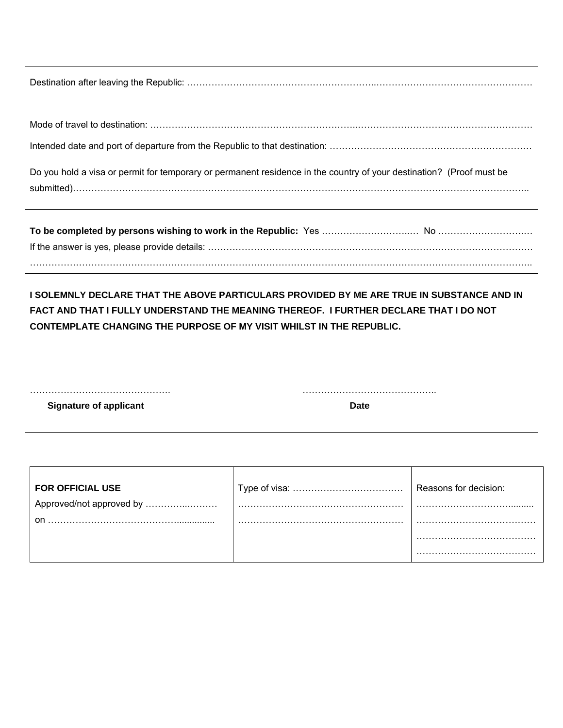Destination after leaving the Republic: ………………………………………………………..…………….………………………………

Mode of travel to destination: ……………………………………………………………..………………………………………………

Intended date and port of departure from the Republic to that destination: …………………………………………………………

Do you hold a visa or permit for temporary or permanent residence in the country of your destination? (Proof must be submitted)……………………………………………………………………………………………………………………………..

**To be completed by persons wishing to work in the Republic:** Yes …………………………..… No …………………………..
If the answer is yes, please provide details: ……………………………………………………………………………………………….
……………………………………………………………………………………………………………………………………………..

**I SOLEMNLY DECLARE THAT THE ABOVE PARTICULARS PROVIDED BY ME ARE TRUE IN SUBSTANCE AND IN FACT AND THAT I FULLY UNDERSTAND THE MEANING THEREOF. I FURTHER DECLARE THAT I DO NOT CONTEMPLATE CHANGING THE PURPOSE OF MY VISIT WHILST IN THE REPUBLIC.**

……………………………………… ……………………………………..
**Signature of applicant** **Date**

| | | |
|---|---|---|
| **FOR OFFICIAL USE**<br>Approved/not approved by …………..………<br>on ……………………………………............... | Type of visa: ………………………………<br>………………………………………………<br>……………………………………………… | Reasons for decision:<br>……………………………..........<br>…………………………………<br>…………………………………<br>………………………………… |